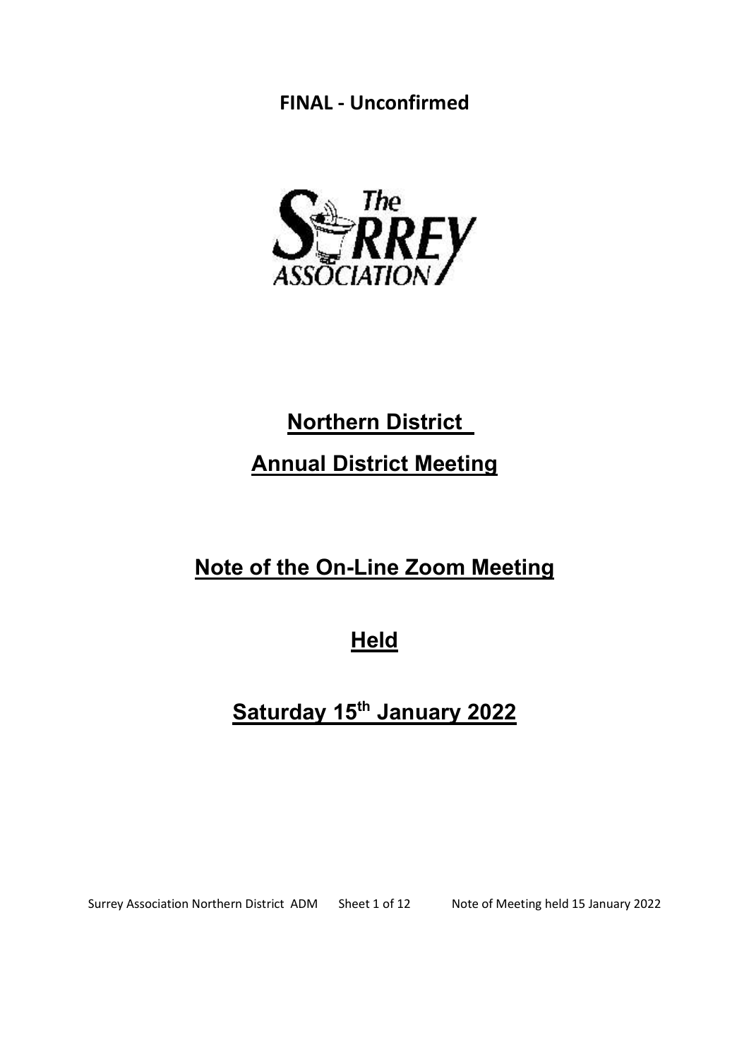**FINAL - Unconfirmed**

# Northern District

# Annual District Meeting

## Note of the On-Line Zoom Meeting

## Held

## Saturday 15th January 2022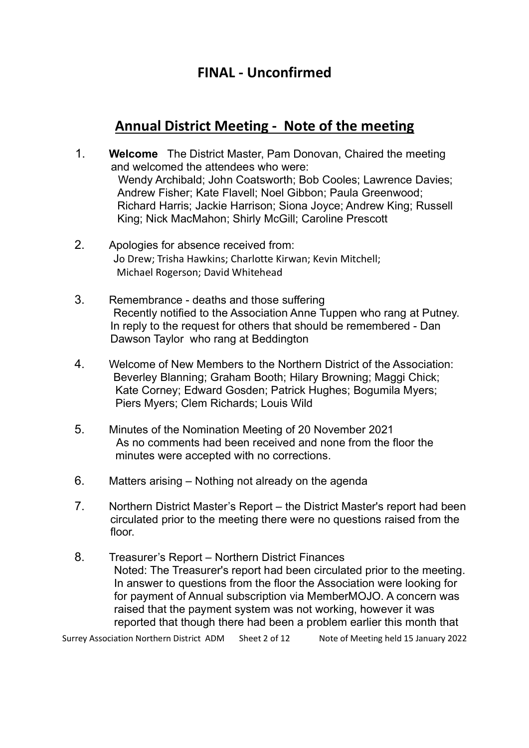## FINAL - Unconfirmed

## Annual District Meeting - Note of the meeting

1. **Welcome** The District Master, Pam Donovan, Chaired the meeting and welcomed the attendees who were:
   Wendy Archibald; John Coatsworth; Bob Cooles; Lawrence Davies; Andrew Fisher; Kate Flavell; Noel Gibbon; Paula Greenwood; Richard Harris; Jackie Harrison; Siona Joyce; Andrew King; Russell King; Nick MacMahon; Shirly McGill; Caroline Prescott

2. Apologies for absence received from:
   Jo Drew; Trisha Hawkins; Charlotte Kirwan; Kevin Mitchell; Michael Rogerson; David Whitehead

3. Remembrance - deaths and those suffering
   Recently notified to the Association Anne Tuppen who rang at Putney. In reply to the request for others that should be remembered - Dan Dawson Taylor who rang at Beddington

4. Welcome of New Members to the Northern District of the Association:
   Beverley Blanning; Graham Booth; Hilary Browning; Maggi Chick; Kate Corney; Edward Gosden; Patrick Hughes; Bogumila Myers; Piers Myers; Clem Richards; Louis Wild

5. Minutes of the Nomination Meeting of 20 November 2021
   As no comments had been received and none from the floor the minutes were accepted with no corrections.

6. Matters arising – Nothing not already on the agenda

7. Northern District Master's Report – the District Master's report had been circulated prior to the meeting there were no questions raised from the floor.

8. Treasurer's Report – Northern District Finances
   Noted: The Treasurer's report had been circulated prior to the meeting. In answer to questions from the floor the Association were looking for for payment of Annual subscription via MemberMOJO. A concern was raised that the payment system was not working, however it was reported that though there had been a problem earlier this month that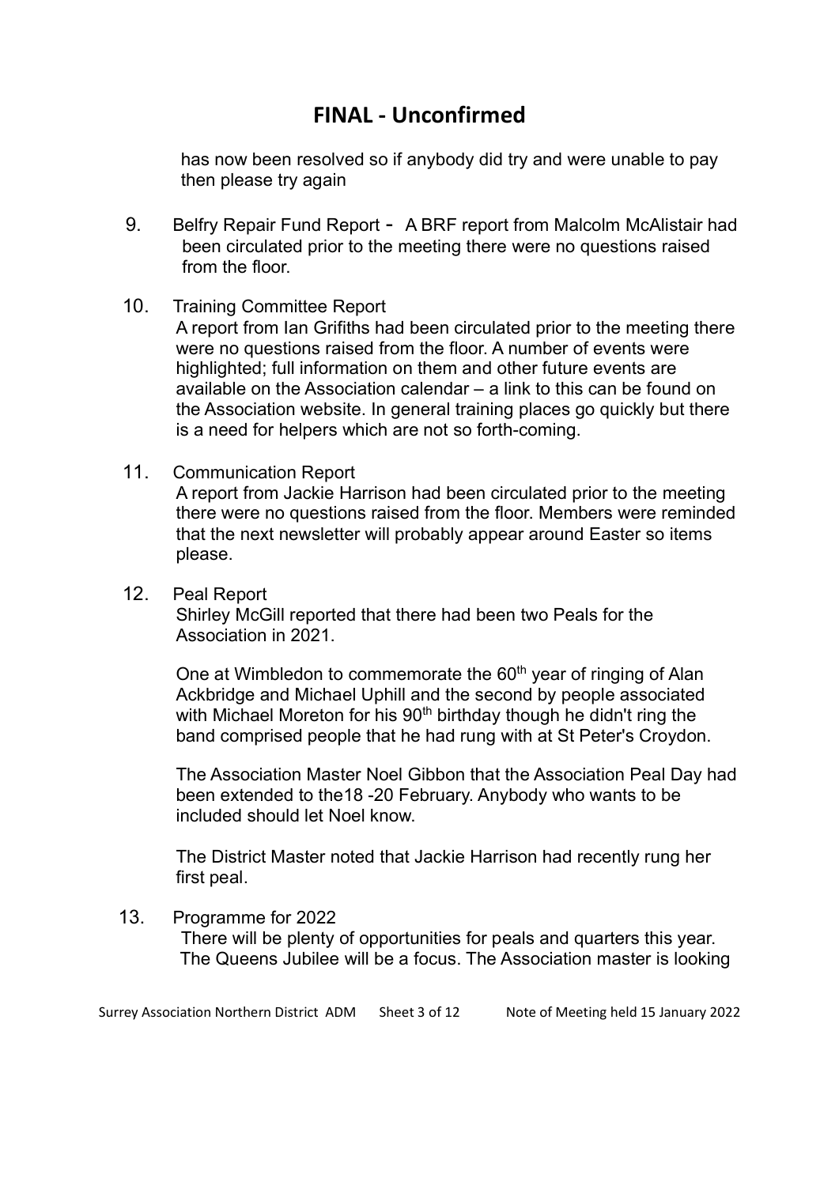# FINAL - Unconfirmed

has now been resolved so if anybody did try and were unable to pay then please try again

9. Belfry Repair Fund Report - A BRF report from Malcolm McAlistair had been circulated prior to the meeting there were no questions raised from the floor.

10. Training Committee Report
    A report from Ian Grifiths had been circulated prior to the meeting there were no questions raised from the floor. A number of events were highlighted; full information on them and other future events are available on the Association calendar – a link to this can be found on the Association website. In general training places go quickly but there is a need for helpers which are not so forth-coming.

11. Communication Report
    A report from Jackie Harrison had been circulated prior to the meeting there were no questions raised from the floor. Members were reminded that the next newsletter will probably appear around Easter so items please.

12. Peal Report
    Shirley McGill reported that there had been two Peals for the Association in 2021.

    One at Wimbledon to commemorate the 60th year of ringing of Alan Ackbridge and Michael Uphill and the second by people associated with Michael Moreton for his 90th birthday though he didn't ring the band comprised people that he had rung with at St Peter's Croydon.

    The Association Master Noel Gibbon that the Association Peal Day had been extended to the18 -20 February. Anybody who wants to be included should let Noel know.

    The District Master noted that Jackie Harrison had recently rung her first peal.

13. Programme for 2022
    There will be plenty of opportunities for peals and quarters this year. The Queens Jubilee will be a focus. The Association master is looking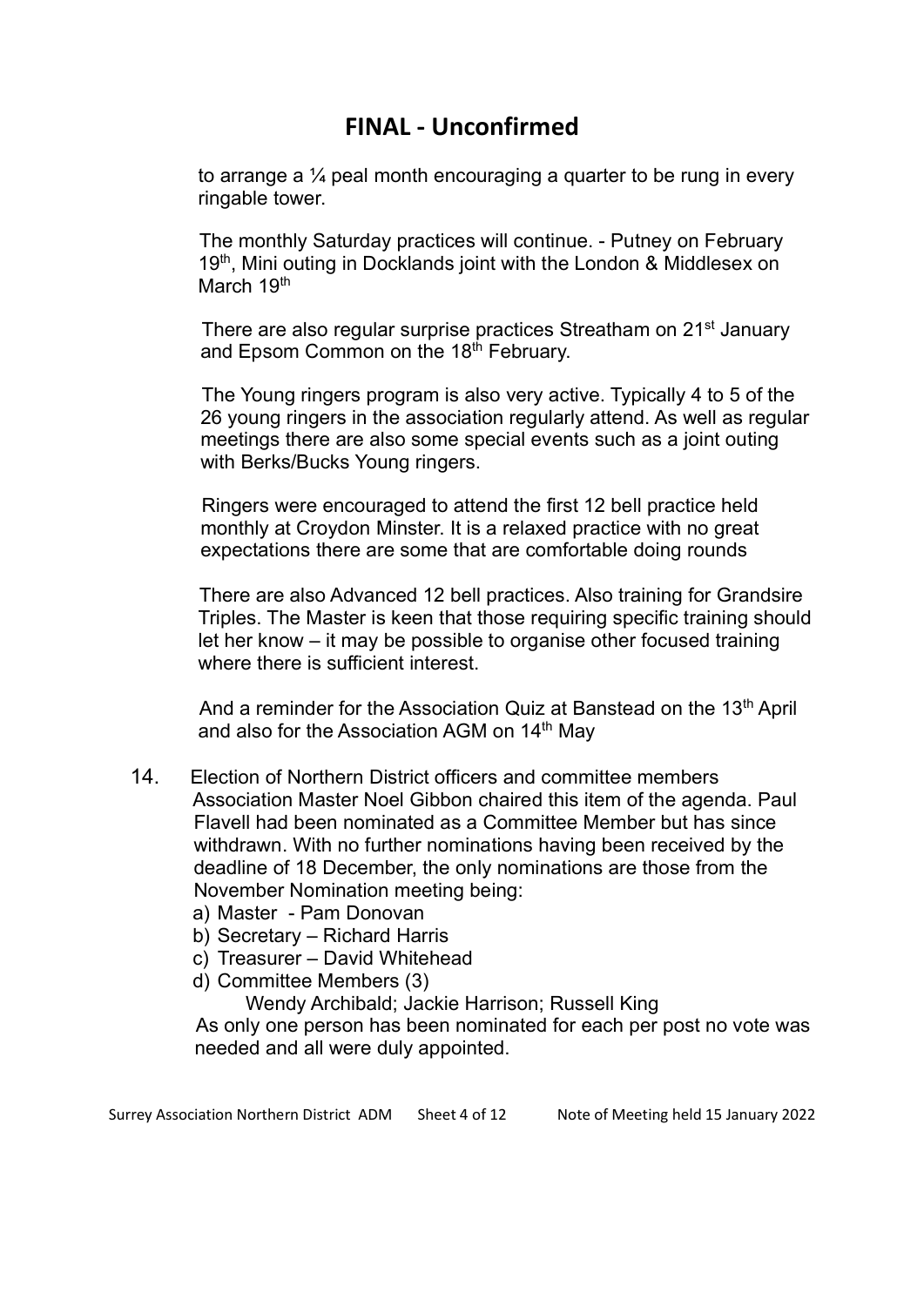# FINAL - Unconfirmed

to arrange a ¼ peal month encouraging a quarter to be rung in every ringable tower.

The monthly Saturday practices will continue. - Putney on February 19th, Mini outing in Docklands joint with the London & Middlesex on March 19th

There are also regular surprise practices Streatham on 21st January and Epsom Common on the 18th February.

The Young ringers program is also very active. Typically 4 to 5 of the 26 young ringers in the association regularly attend. As well as regular meetings there are also some special events such as a joint outing with Berks/Bucks Young ringers.

Ringers were encouraged to attend the first 12 bell practice held monthly at Croydon Minster. It is a relaxed practice with no great expectations there are some that are comfortable doing rounds

There are also Advanced 12 bell practices. Also training for Grandsire Triples. The Master is keen that those requiring specific training should let her know – it may be possible to organise other focused training where there is sufficient interest.

And a reminder for the Association Quiz at Banstead on the 13th April and also for the Association AGM on 14th May

14. Election of Northern District officers and committee members
Association Master Noel Gibbon chaired this item of the agenda. Paul Flavell had been nominated as a Committee Member but has since withdrawn. With no further nominations having been received by the deadline of 18 December, the only nominations are those from the November Nomination meeting being:
a) Master - Pam Donovan
b) Secretary – Richard Harris
c) Treasurer – David Whitehead
d) Committee Members (3)
Wendy Archibald; Jackie Harrison; Russell King
As only one person has been nominated for each per post no vote was needed and all were duly appointed.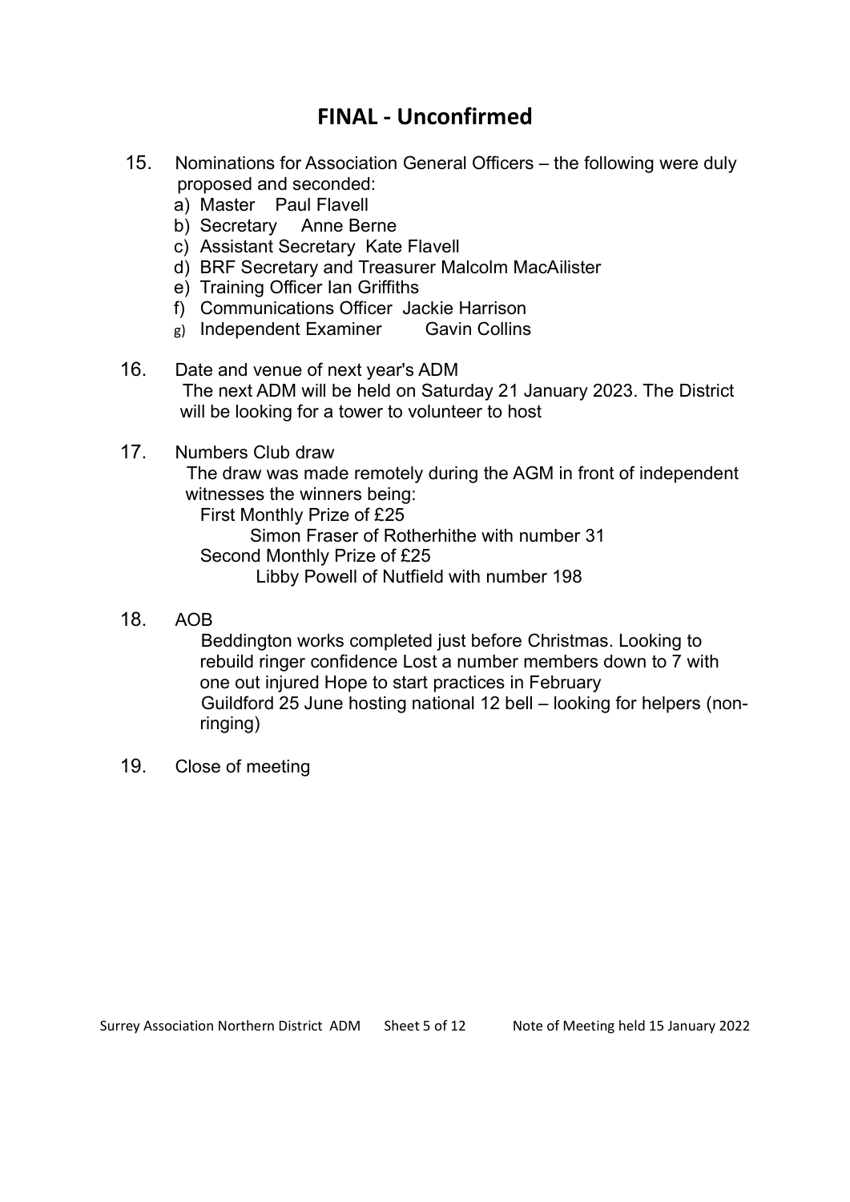## FINAL - Unconfirmed

15. Nominations for Association General Officers – the following were duly proposed and seconded:
    a) Master Paul Flavell
    b) Secretary Anne Berne
    c) Assistant Secretary Kate Flavell
    d) BRF Secretary and Treasurer Malcolm MacAilister
    e) Training Officer Ian Griffiths
    f) Communications Officer Jackie Harrison
    g) Independent Examiner Gavin Collins

16. Date and venue of next year's ADM
    The next ADM will be held on Saturday 21 January 2023. The District will be looking for a tower to volunteer to host

17. Numbers Club draw
    The draw was made remotely during the AGM in front of independent witnesses the winners being:
    First Monthly Prize of £25
    Simon Fraser of Rotherhithe with number 31
    Second Monthly Prize of £25
    Libby Powell of Nutfield with number 198

18. AOB
    Beddington works completed just before Christmas. Looking to rebuild ringer confidence Lost a number members down to 7 with one out injured Hope to start practices in February
    Guildford 25 June hosting national 12 bell – looking for helpers (non-ringing)

19. Close of meeting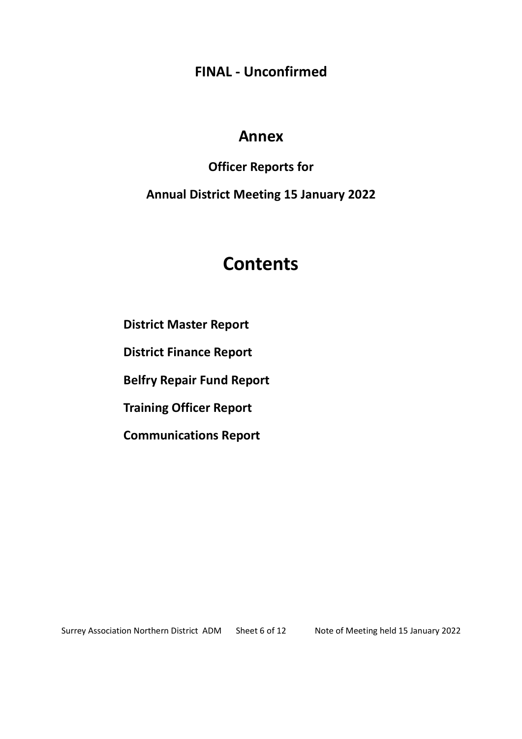**FINAL - Unconfirmed**

# Annex

## Officer Reports for

## Annual District Meeting 15 January 2022

# Contents

**District Master Report**

**District Finance Report**

**Belfry Repair Fund Report**

**Training Officer Report**

**Communications Report**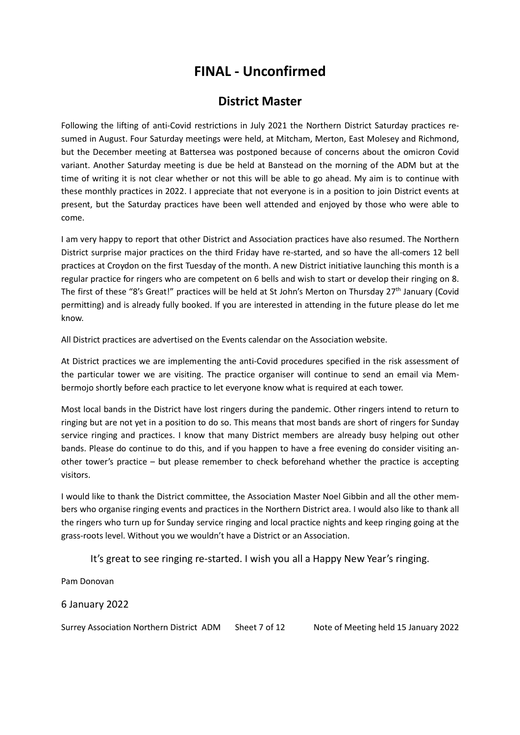# FINAL - Unconfirmed

## District Master

Following the lifting of anti-Covid restrictions in July 2021 the Northern District Saturday practices resumed in August. Four Saturday meetings were held, at Mitcham, Merton, East Molesey and Richmond, but the December meeting at Battersea was postponed because of concerns about the omicron Covid variant. Another Saturday meeting is due be held at Banstead on the morning of the ADM but at the time of writing it is not clear whether or not this will be able to go ahead. My aim is to continue with these monthly practices in 2022. I appreciate that not everyone is in a position to join District events at present, but the Saturday practices have been well attended and enjoyed by those who were able to come.

I am very happy to report that other District and Association practices have also resumed. The Northern District surprise major practices on the third Friday have re-started, and so have the all-comers 12 bell practices at Croydon on the first Tuesday of the month. A new District initiative launching this month is a regular practice for ringers who are competent on 6 bells and wish to start or develop their ringing on 8. The first of these "8's Great!" practices will be held at St John's Merton on Thursday 27th January (Covid permitting) and is already fully booked. If you are interested in attending in the future please do let me know.

All District practices are advertised on the Events calendar on the Association website.

At District practices we are implementing the anti-Covid procedures specified in the risk assessment of the particular tower we are visiting. The practice organiser will continue to send an email via Membermojo shortly before each practice to let everyone know what is required at each tower.

Most local bands in the District have lost ringers during the pandemic. Other ringers intend to return to ringing but are not yet in a position to do so. This means that most bands are short of ringers for Sunday service ringing and practices. I know that many District members are already busy helping out other bands. Please do continue to do this, and if you happen to have a free evening do consider visiting another tower's practice – but please remember to check beforehand whether the practice is accepting visitors.

I would like to thank the District committee, the Association Master Noel Gibbin and all the other members who organise ringing events and practices in the Northern District area. I would also like to thank all the ringers who turn up for Sunday service ringing and local practice nights and keep ringing going at the grass-roots level. Without you we wouldn't have a District or an Association.

It's great to see ringing re-started. I wish you all a Happy New Year's ringing.

Pam Donovan

6 January 2022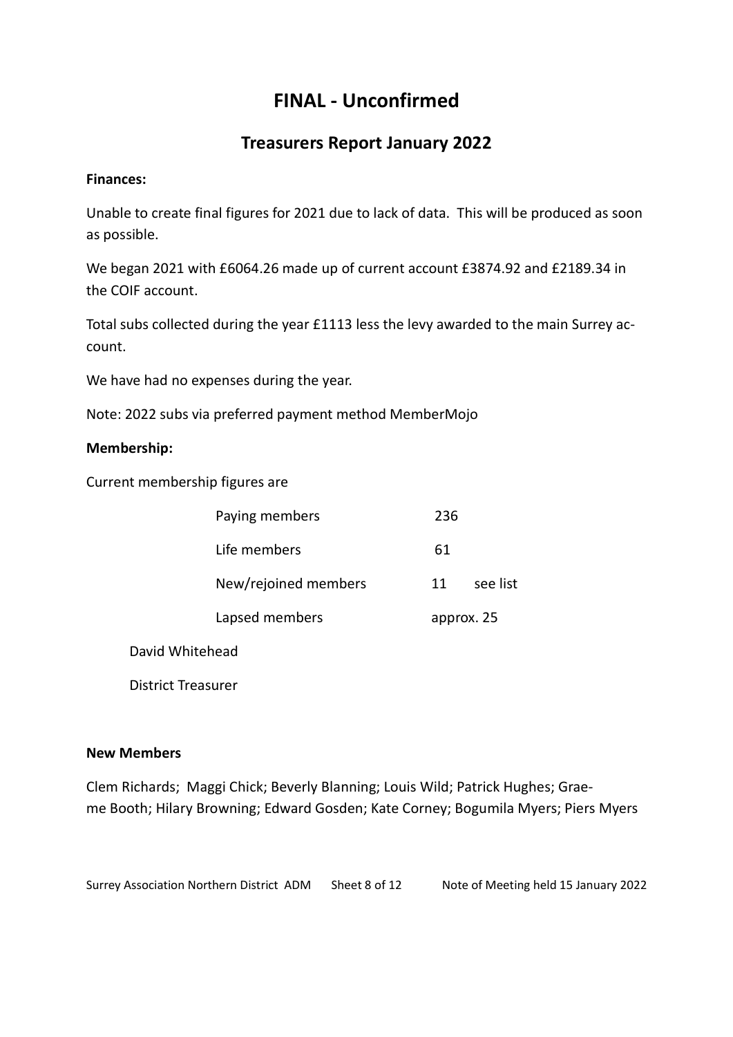# FINAL - Unconfirmed

## Treasurers Report January 2022

**Finances:**

Unable to create final figures for 2021 due to lack of data. This will be produced as soon as possible.

We began 2021 with £6064.26 made up of current account £3874.92 and £2189.34 in the COIF account.

Total subs collected during the year £1113 less the levy awarded to the main Surrey account.

We have had no expenses during the year.

Note: 2022 subs via preferred payment method MemberMojo

**Membership:**

Current membership figures are

| | | |
|---|---|---|
| Paying members | 236 | |
| Life members | 61 | |
| New/rejoined members | 11 | see list |
| Lapsed members | approx. 25 | |

David Whitehead

District Treasurer

**New Members**

Clem Richards; Maggi Chick; Beverly Blanning; Louis Wild; Patrick Hughes; Graeme Booth; Hilary Browning; Edward Gosden; Kate Corney; Bogumila Myers; Piers Myers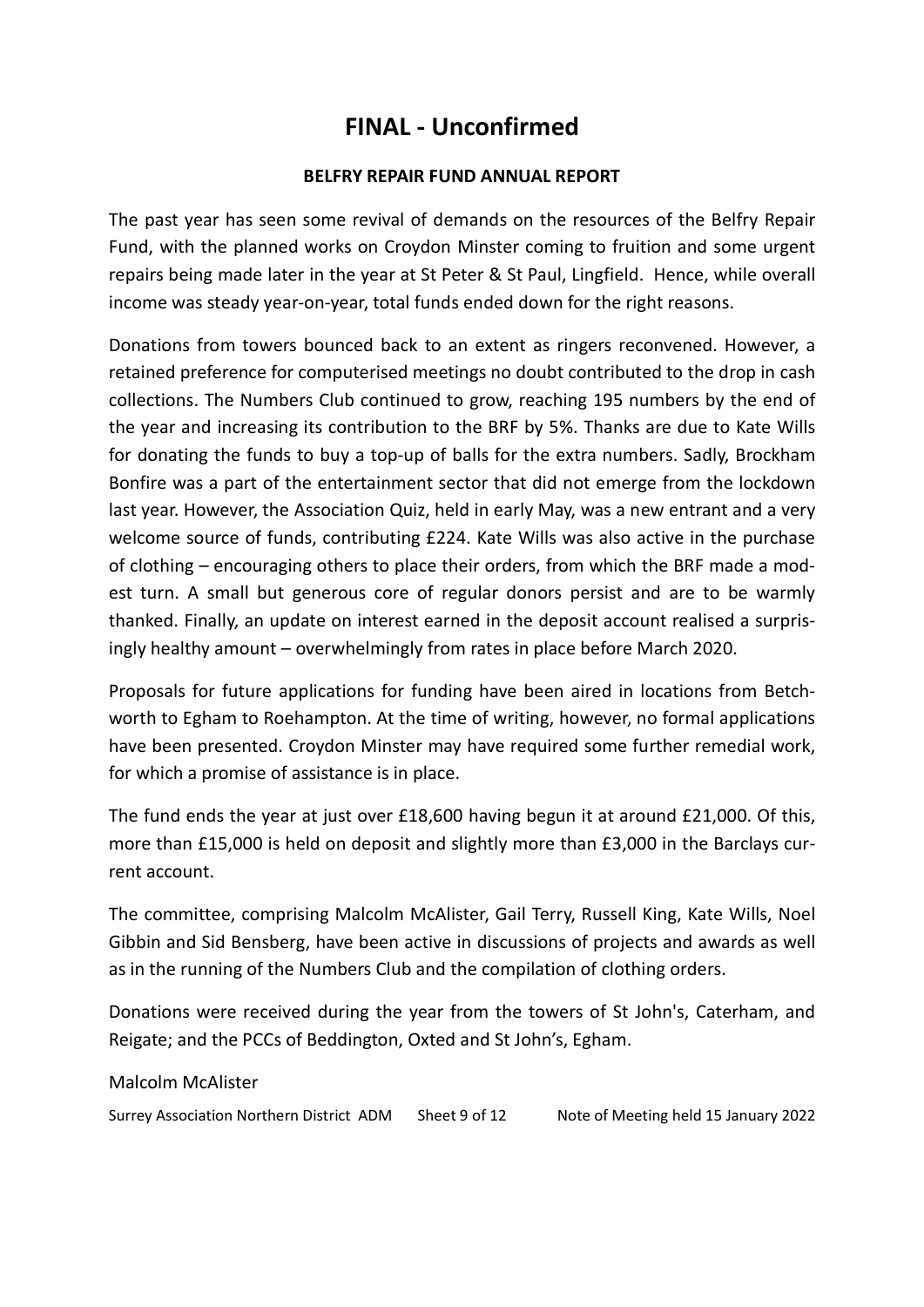# FINAL - Unconfirmed

**BELFRY REPAIR FUND ANNUAL REPORT**

The past year has seen some revival of demands on the resources of the Belfry Repair Fund, with the planned works on Croydon Minster coming to fruition and some urgent repairs being made later in the year at St Peter & St Paul, Lingfield. Hence, while overall income was steady year-on-year, total funds ended down for the right reasons.

Donations from towers bounced back to an extent as ringers reconvened. However, a retained preference for computerised meetings no doubt contributed to the drop in cash collections. The Numbers Club continued to grow, reaching 195 numbers by the end of the year and increasing its contribution to the BRF by 5%. Thanks are due to Kate Wills for donating the funds to buy a top-up of balls for the extra numbers. Sadly, Brockham Bonfire was a part of the entertainment sector that did not emerge from the lockdown last year. However, the Association Quiz, held in early May, was a new entrant and a very welcome source of funds, contributing £224. Kate Wills was also active in the purchase of clothing – encouraging others to place their orders, from which the BRF made a modest turn. A small but generous core of regular donors persist and are to be warmly thanked. Finally, an update on interest earned in the deposit account realised a surprisingly healthy amount – overwhelmingly from rates in place before March 2020.

Proposals for future applications for funding have been aired in locations from Betchworth to Egham to Roehampton. At the time of writing, however, no formal applications have been presented. Croydon Minster may have required some further remedial work, for which a promise of assistance is in place.

The fund ends the year at just over £18,600 having begun it at around £21,000. Of this, more than £15,000 is held on deposit and slightly more than £3,000 in the Barclays current account.

The committee, comprising Malcolm McAlister, Gail Terry, Russell King, Kate Wills, Noel Gibbin and Sid Bensberg, have been active in discussions of projects and awards as well as in the running of the Numbers Club and the compilation of clothing orders.

Donations were received during the year from the towers of St John's, Caterham, and Reigate; and the PCCs of Beddington, Oxted and St John's, Egham.

Malcolm McAlister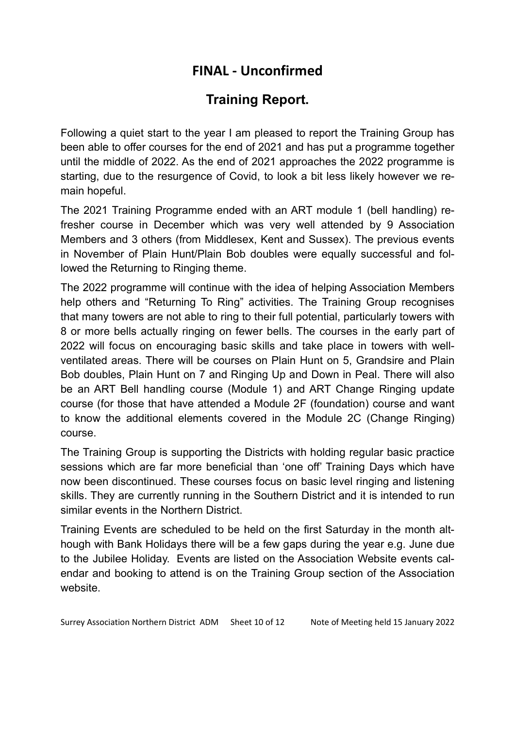## FINAL - Unconfirmed

## Training Report.

Following a quiet start to the year I am pleased to report the Training Group has been able to offer courses for the end of 2021 and has put a programme together until the middle of 2022. As the end of 2021 approaches the 2022 programme is starting, due to the resurgence of Covid, to look a bit less likely however we remain hopeful.

The 2021 Training Programme ended with an ART module 1 (bell handling) refresher course in December which was very well attended by 9 Association Members and 3 others (from Middlesex, Kent and Sussex). The previous events in November of Plain Hunt/Plain Bob doubles were equally successful and followed the Returning to Ringing theme.

The 2022 programme will continue with the idea of helping Association Members help others and "Returning To Ring" activities. The Training Group recognises that many towers are not able to ring to their full potential, particularly towers with 8 or more bells actually ringing on fewer bells. The courses in the early part of 2022 will focus on encouraging basic skills and take place in towers with well-ventilated areas. There will be courses on Plain Hunt on 5, Grandsire and Plain Bob doubles, Plain Hunt on 7 and Ringing Up and Down in Peal. There will also be an ART Bell handling course (Module 1) and ART Change Ringing update course (for those that have attended a Module 2F (foundation) course and want to know the additional elements covered in the Module 2C (Change Ringing) course.

The Training Group is supporting the Districts with holding regular basic practice sessions which are far more beneficial than 'one off' Training Days which have now been discontinued. These courses focus on basic level ringing and listening skills. They are currently running in the Southern District and it is intended to run similar events in the Northern District.

Training Events are scheduled to be held on the first Saturday in the month although with Bank Holidays there will be a few gaps during the year e.g. June due to the Jubilee Holiday. Events are listed on the Association Website events calendar and booking to attend is on the Training Group section of the Association website.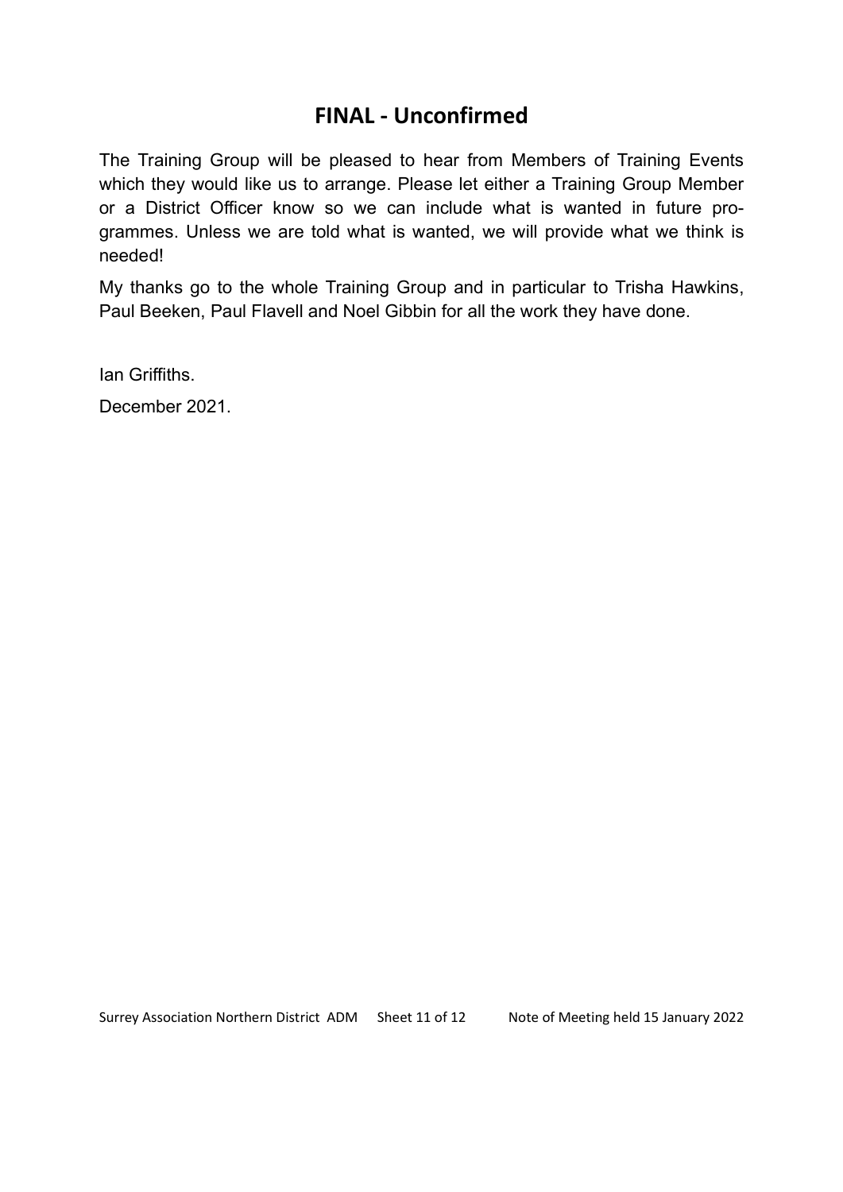## FINAL - Unconfirmed

The Training Group will be pleased to hear from Members of Training Events which they would like us to arrange. Please let either a Training Group Member or a District Officer know so we can include what is wanted in future programmes. Unless we are told what is wanted, we will provide what we think is needed!

My thanks go to the whole Training Group and in particular to Trisha Hawkins, Paul Beeken, Paul Flavell and Noel Gibbin for all the work they have done.

Ian Griffiths.

December 2021.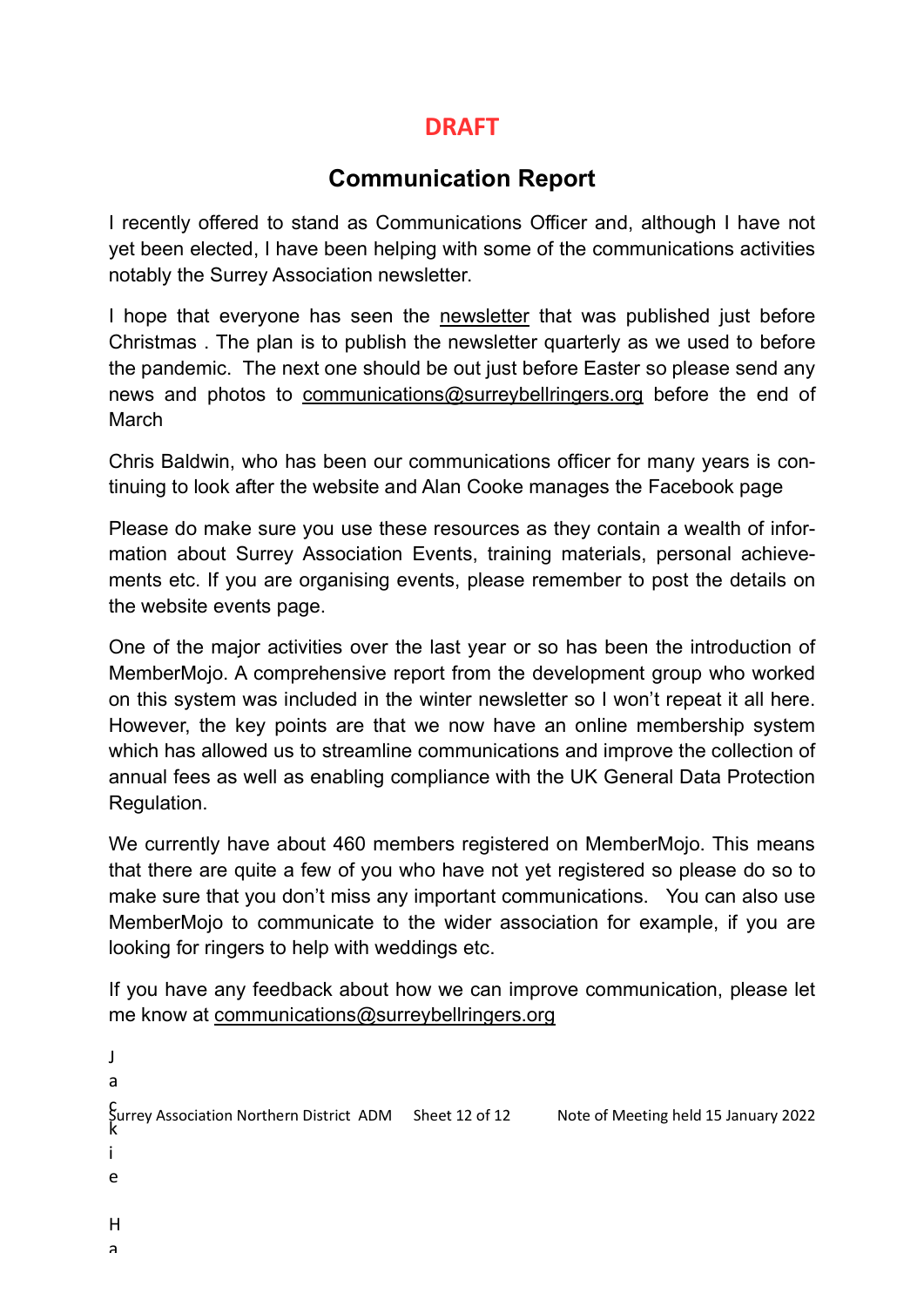**DRAFT**

## Communication Report

I recently offered to stand as Communications Officer and, although I have not yet been elected, I have been helping with some of the communications activities notably the Surrey Association newsletter.

I hope that everyone has seen the newsletter that was published just before Christmas . The plan is to publish the newsletter quarterly as we used to before the pandemic. The next one should be out just before Easter so please send any news and photos to communications@surreybellringers.org before the end of March

Chris Baldwin, who has been our communications officer for many years is continuing to look after the website and Alan Cooke manages the Facebook page

Please do make sure you use these resources as they contain a wealth of information about Surrey Association Events, training materials, personal achievements etc. If you are organising events, please remember to post the details on the website events page.

One of the major activities over the last year or so has been the introduction of MemberMojo. A comprehensive report from the development group who worked on this system was included in the winter newsletter so I won't repeat it all here. However, the key points are that we now have an online membership system which has allowed us to streamline communications and improve the collection of annual fees as well as enabling compliance with the UK General Data Protection Regulation.

We currently have about 460 members registered on MemberMojo. This means that there are quite a few of you who have not yet registered so please do so to make sure that you don't miss any important communications. You can also use MemberMojo to communicate to the wider association for example, if you are looking for ringers to help with weddings etc.

If you have any feedback about how we can improve communication, please let me know at communications@surreybellringers.org

Jackie Ha